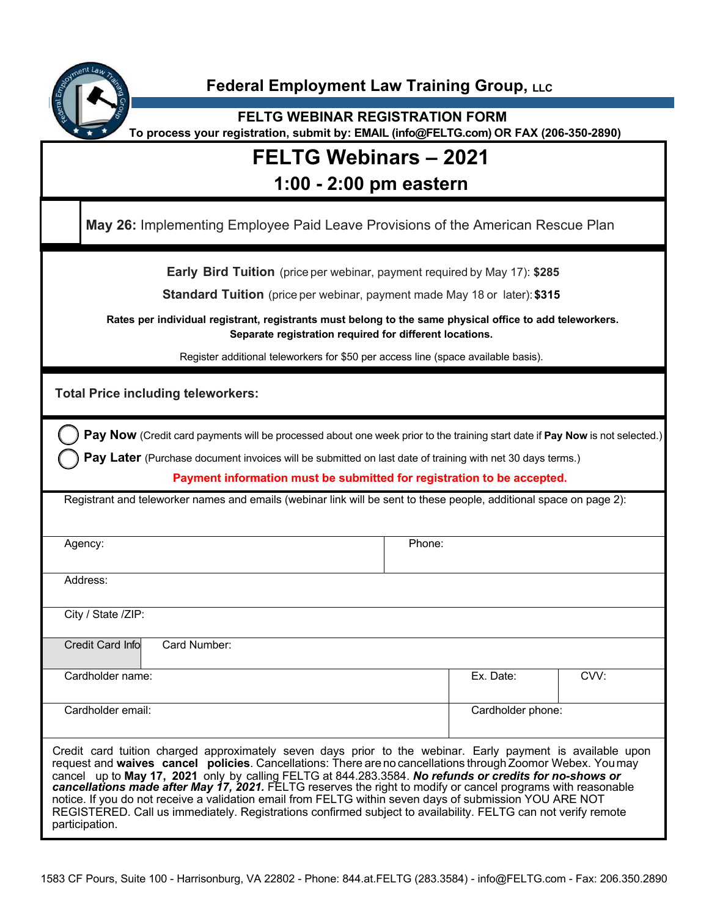# Federal Employment Law Training Group, LLC

## FELTG WEBINAR REGISTRATION FORM

**To process your registration, submit by: EMAIL (info@FELTG.com) OR FAX (206-350-2890)**

# FELTG Webinars – 2021

## 1:00 - 2:00 pm eastern

| | |
|---|---|
| | **May 26:** Implementing Employee Paid Leave Provisions of the American Rescue Plan |

**Early Bird Tuition** (price per webinar, payment required by May 17): **$285**

**Standard Tuition** (price per webinar, payment made May 18 or later): **$315**

**Rates per individual registrant, registrants must belong to the same physical office to add teleworkers. Separate registration required for different locations.**

Register additional teleworkers for $50 per access line (space available basis).

**Total Price including teleworkers:**

- ◯ **Pay Now** (Credit card payments will be processed about one week prior to the training start date if **Pay Now** is not selected.)
- ◯ **Pay Later** (Purchase document invoices will be submitted on last date of training with net 30 days terms.)

**Payment information must be submitted for registration to be accepted.**

Registrant and teleworker names and emails (webinar link will be sent to these people, additional space on page 2):

| | | | |
|---|---|---|---|
| Agency: | | Phone: | |
| Address: | | | |
| City / State /ZIP: | | | |
| Credit Card Info | Card Number: | | |
| Cardholder name: | | Ex. Date: | CVV: |
| Cardholder email: | | Cardholder phone: | |

Credit card tuition charged approximately seven days prior to the webinar. Early payment is available upon request and **waives cancel policies**. Cancellations: There are no cancellations through Zoomor Webex. You may cancel up to **May 17, 2021** only by calling FELTG at 844.283.3584. ***No refunds or credits for no-shows or cancellations made after May 17, 2021.*** FELTG reserves the right to modify or cancel programs with reasonable notice. If you do not receive a validation email from FELTG within seven days of submission YOU ARE NOT REGISTERED. Call us immediately. Registrations confirmed subject to availability. FELTG can not verify remote participation.

1583 CF Pours, Suite 100 - Harrisonburg, VA 22802 - Phone: 844.at.FELTG (283.3584) - info@FELTG.com - Fax: 206.350.2890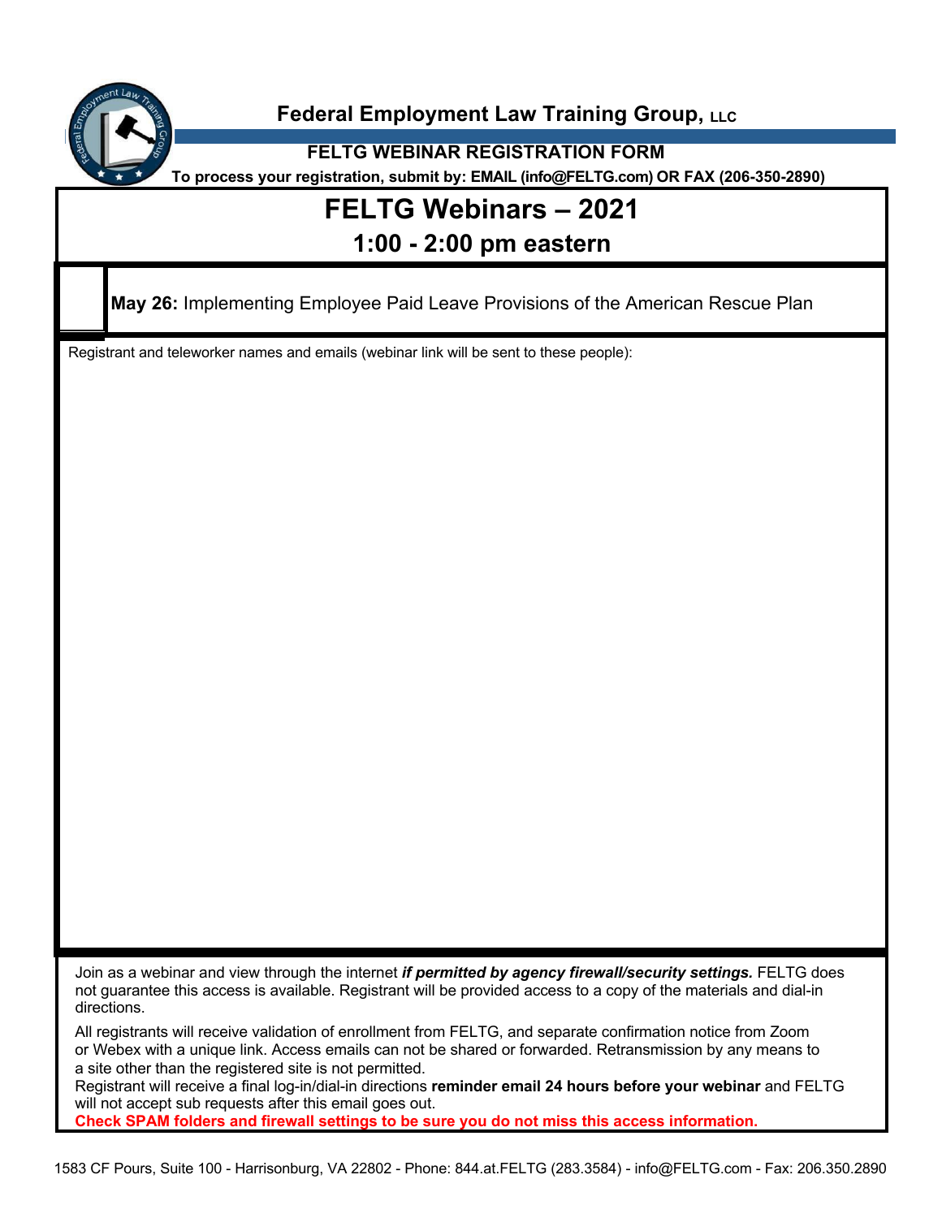**Federal Employment Law Training Group, LLC**

**FELTG WEBINAR REGISTRATION FORM**

**To process your registration, submit by: EMAIL (info@FELTG.com) OR FAX (206-350-2890)**

# FELTG Webinars – 2021

## 1:00 - 2:00 pm eastern

☐ **May 26:** Implementing Employee Paid Leave Provisions of the American Rescue Plan

Registrant and teleworker names and emails (webinar link will be sent to these people):

Join as a webinar and view through the internet ***if permitted by agency firewall/security settings.*** FELTG does not guarantee this access is available. Registrant will be provided access to a copy of the materials and dial-in directions.

All registrants will receive validation of enrollment from FELTG, and separate confirmation notice from Zoom or Webex with a unique link. Access emails can not be shared or forwarded. Retransmission by any means to a site other than the registered site is not permitted.

Registrant will receive a final log-in/dial-in directions **reminder email 24 hours before your webinar** and FELTG will not accept sub requests after this email goes out.

**Check SPAM folders and firewall settings to be sure you do not miss this access information.**

1583 CF Pours, Suite 100 - Harrisonburg, VA 22802 - Phone: 844.at.FELTG (283.3584) - info@FELTG.com - Fax: 206.350.2890